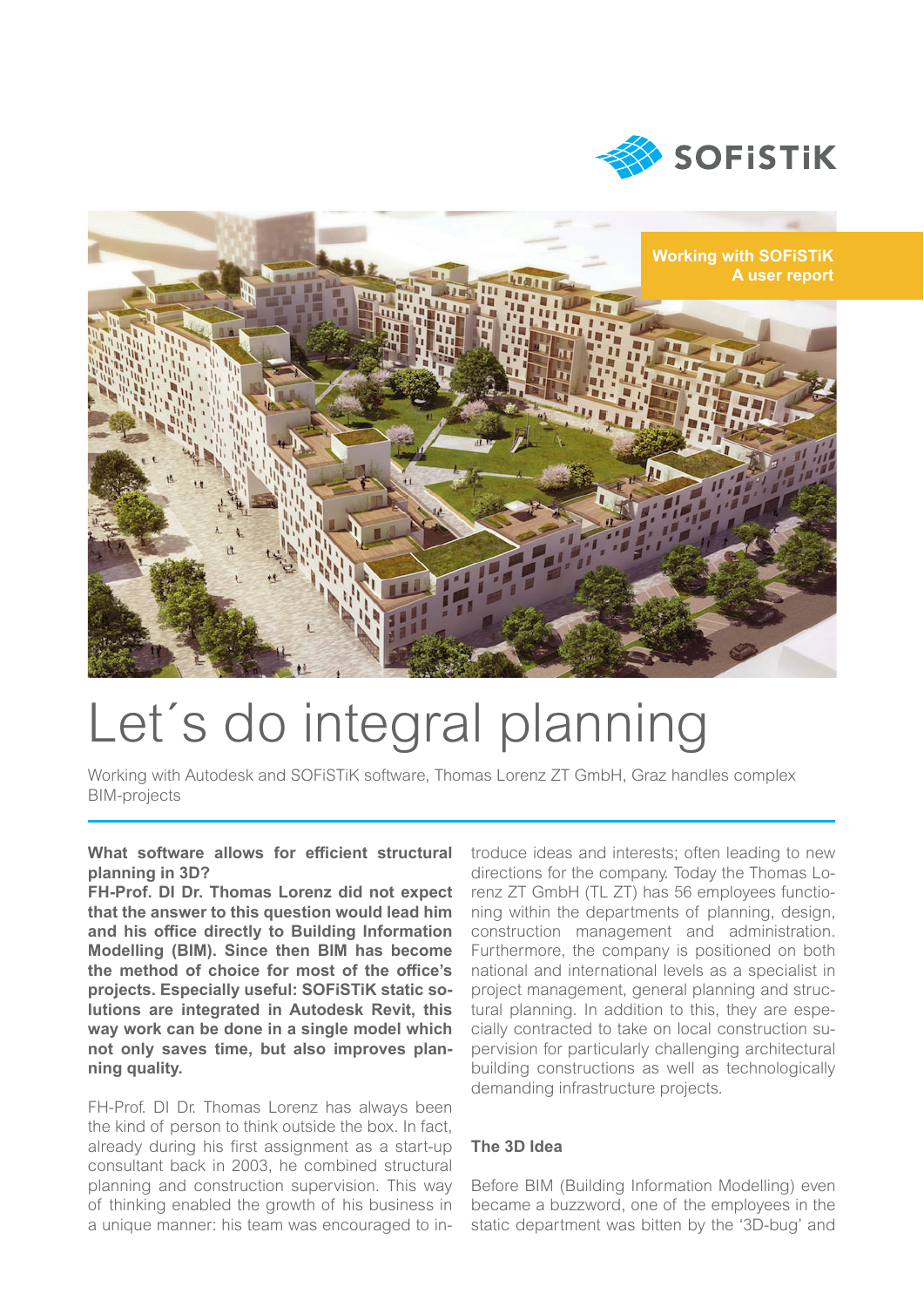Working with SOFiSTiK
A user report

# Let´s do integral planning

Working with Autodesk and SOFiSTiK software, Thomas Lorenz ZT GmbH, Graz handles complex BIM-projects

**What software allows for efficient structural planning in 3D?**
**FH-Prof. DI Dr. Thomas Lorenz did not expect that the answer to this question would lead him and his office directly to Building Information Modelling (BIM). Since then BIM has become the method of choice for most of the office's projects. Especially useful: SOFiSTiK static solutions are integrated in Autodesk Revit, this way work can be done in a single model which not only saves time, but also improves planning quality.**

FH-Prof. DI Dr. Thomas Lorenz has always been the kind of person to think outside the box. In fact, already during his first assignment as a start-up consultant back in 2003, he combined structural planning and construction supervision. This way of thinking enabled the growth of his business in a unique manner: his team was encouraged to introduce ideas and interests; often leading to new directions for the company. Today the Thomas Lorenz ZT GmbH (TL ZT) has 56 employees functioning within the departments of planning, design, construction management and administration. Furthermore, the company is positioned on both national and international levels as a specialist in project management, general planning and structural planning. In addition to this, they are especially contracted to take on local construction supervision for particularly challenging architectural building constructions as well as technologically demanding infrastructure projects.

### The 3D Idea

Before BIM (Building Information Modelling) even became a buzzword, one of the employees in the static department was bitten by the '3D-bug' and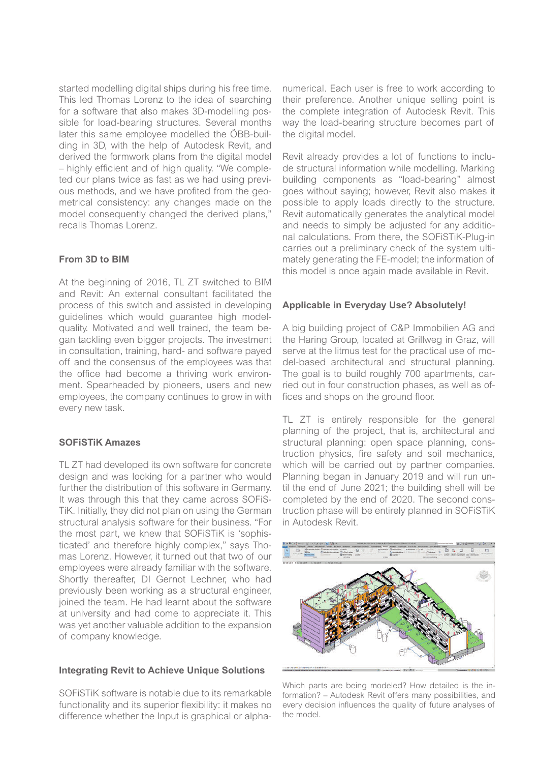started modelling digital ships during his free time. This led Thomas Lorenz to the idea of searching for a software that also makes 3D-modelling possible for load-bearing structures. Several months later this same employee modelled the ÖBB-building in 3D, with the help of Autodesk Revit, and derived the formwork plans from the digital model – highly efficient and of high quality. "We completed our plans twice as fast as we had using previous methods, and we have profited from the geometrical consistency: any changes made on the model consequently changed the derived plans," recalls Thomas Lorenz.

### From 3D to BIM

At the beginning of 2016, TL ZT switched to BIM and Revit: An external consultant facilitated the process of this switch and assisted in developing guidelines which would guarantee high model-quality. Motivated and well trained, the team began tackling even bigger projects. The investment in consultation, training, hard- and software payed off and the consensus of the employees was that the office had become a thriving work environment. Spearheaded by pioneers, users and new employees, the company continues to grow in with every new task.

### SOFiSTiK Amazes

TL ZT had developed its own software for concrete design and was looking for a partner who would further the distribution of this software in Germany. It was through this that they came across SOFiSTiK. Initially, they did not plan on using the German structural analysis software for their business. "For the most part, we knew that SOFiSTiK is 'sophisticated' and therefore highly complex," says Thomas Lorenz. However, it turned out that two of our employees were already familiar with the software. Shortly thereafter, DI Gernot Lechner, who had previously been working as a structural engineer, joined the team. He had learnt about the software at university and had come to appreciate it. This was yet another valuable addition to the expansion of company knowledge.

### Integrating Revit to Achieve Unique Solutions

SOFiSTiK software is notable due to its remarkable functionality and its superior flexibility: it makes no difference whether the Input is graphical or alphanumerical. Each user is free to work according to their preference. Another unique selling point is the complete integration of Autodesk Revit. This way the load-bearing structure becomes part of the digital model.

Revit already provides a lot of functions to include structural information while modelling. Marking building components as "load-bearing" almost goes without saying; however, Revit also makes it possible to apply loads directly to the structure. Revit automatically generates the analytical model and needs to simply be adjusted for any additional calculations. From there, the SOFiSTiK-Plug-in carries out a preliminary check of the system ultimately generating the FE-model; the information of this model is once again made available in Revit.

### Applicable in Everyday Use? Absolutely!

A big building project of C&P Immobilien AG and the Haring Group, located at Grillweg in Graz, will serve at the litmus test for the practical use of model-based architectural and structural planning. The goal is to build roughly 700 apartments, carried out in four construction phases, as well as offices and shops on the ground floor.

TL ZT is entirely responsible for the general planning of the project, that is, architectural and structural planning: open space planning, construction physics, fire safety and soil mechanics, which will be carried out by partner companies. Planning began in January 2019 and will run until the end of June 2021; the building shell will be completed by the end of 2020. The second construction phase will be entirely planned in SOFiSTiK in Autodesk Revit.

Which parts are being modeled? How detailed is the information? – Autodesk Revit offers many possibilities, and every decision influences the quality of future analyses of the model.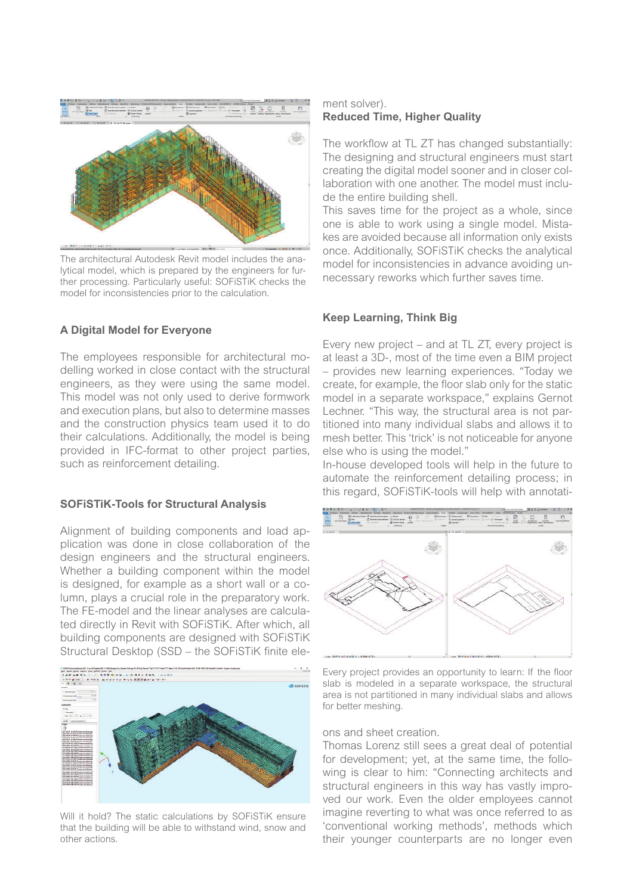The architectural Autodesk Revit model includes the analytical model, which is prepared by the engineers for further processing. Particularly useful: SOFiSTiK checks the model for inconsistencies prior to the calculation.

### A Digital Model for Everyone

The employees responsible for architectural modelling worked in close contact with the structural engineers, as they were using the same model. This model was not only used to derive formwork and execution plans, but also to determine masses and the construction physics team used it to do their calculations. Additionally, the model is being provided in IFC-format to other project parties, such as reinforcement detailing.

### SOFiSTiK-Tools for Structural Analysis

Alignment of building components and load application was done in close collaboration of the design engineers and the structural engineers. Whether a building component within the model is designed, for example as a short wall or a column, plays a crucial role in the preparatory work. The FE-model and the linear analyses are calculated directly in Revit with SOFiSTiK. After which, all building components are designed with SOFiSTiK Structural Desktop (SSD – the SOFiSTiK finite element solver).

Will it hold? The static calculations by SOFiSTiK ensure that the building will be able to withstand wind, snow and other actions.

### Reduced Time, Higher Quality

The workflow at TL ZT has changed substantially: The designing and structural engineers must start creating the digital model sooner and in closer collaboration with one another. The model must include the entire building shell.

This saves time for the project as a whole, since one is able to work using a single model. Mistakes are avoided because all information only exists once. Additionally, SOFiSTiK checks the analytical model for inconsistencies in advance avoiding unnecessary reworks which further saves time.

### Keep Learning, Think Big

Every new project – and at TL ZT, every project is at least a 3D-, most of the time even a BIM project – provides new learning experiences. "Today we create, for example, the floor slab only for the static model in a separate workspace," explains Gernot Lechner. "This way, the structural area is not partitioned into many individual slabs and allows it to mesh better. This 'trick' is not noticeable for anyone else who is using the model."

In-house developed tools will help in the future to automate the reinforcement detailing process; in this regard, SOFiSTiK-tools will help with annotations and sheet creation.

Every project provides an opportunity to learn: If the floor slab is modeled in a separate workspace, the structural area is not partitioned in many individual slabs and allows for better meshing.

Thomas Lorenz still sees a great deal of potential for development; yet, at the same time, the following is clear to him: "Connecting architects and structural engineers in this way has vastly improved our work. Even the older employees cannot imagine reverting to what was once referred to as 'conventional working methods', methods which their younger counterparts are no longer even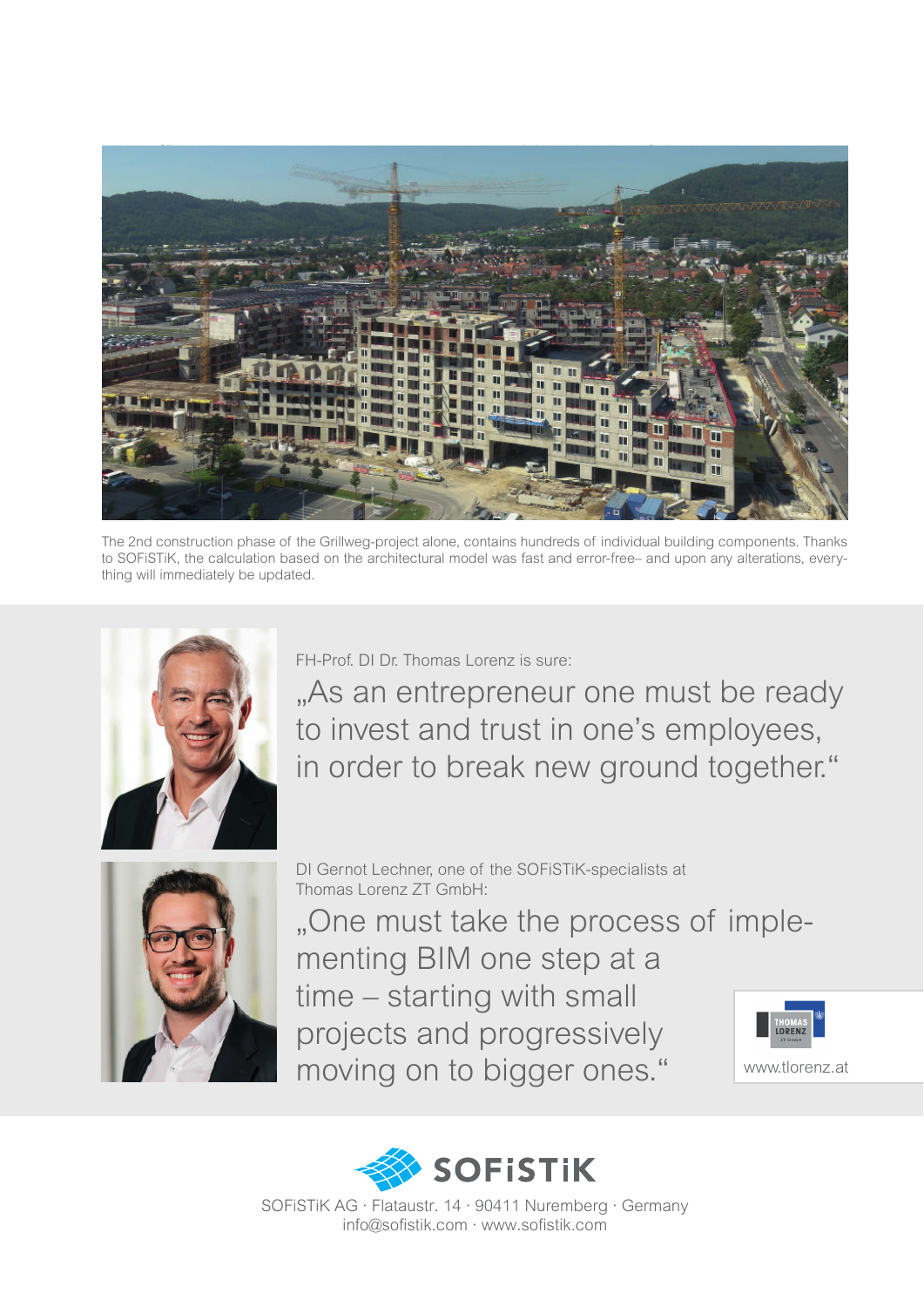The 2nd construction phase of the Grillweg-project alone, contains hundreds of individual building components. Thanks to SOFiSTiK, the calculation based on the architectural model was fast and error-free– and upon any alterations, everything will immediately be updated.

FH-Prof. DI Dr. Thomas Lorenz is sure:

„As an entrepreneur one must be ready to invest and trust in one's employees, in order to break new ground together.“

DI Gernot Lechner, one of the SOFiSTiK-specialists at Thomas Lorenz ZT GmbH:

„One must take the process of implementing BIM one step at a time – starting with small projects and progressively moving on to bigger ones.“

THOMAS LORENZ ZT GmbH

www.tlorenz.at

SOFiSTiK

SOFiSTiK AG · Flataustr. 14 · 90411 Nuremberg · Germany
info@sofistik.com · www.sofistik.com